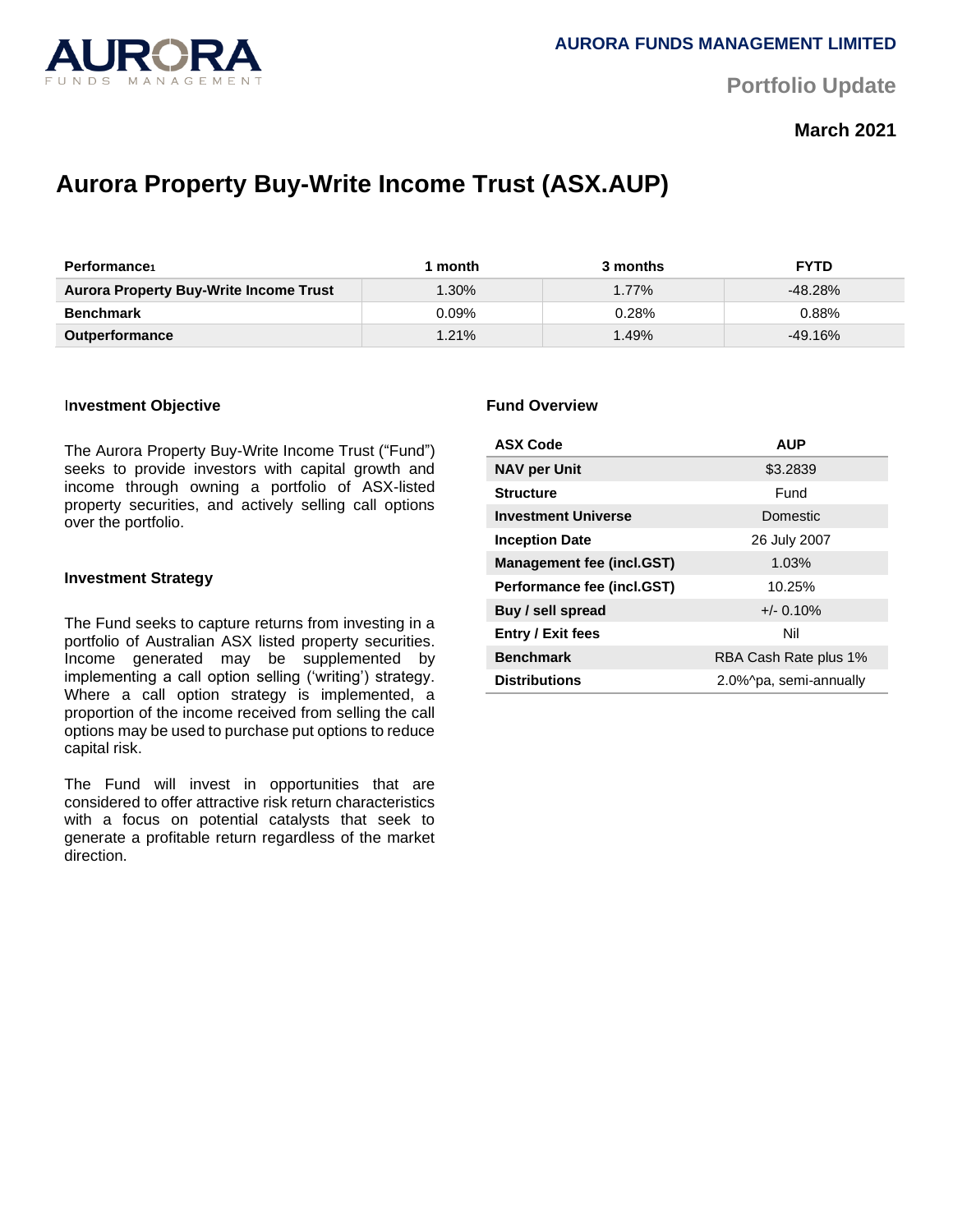AURORA FUNDS MANAGEMENT LIMITED

Portfolio Update

**March 2021**

# Aurora Property Buy-Write Income Trust (ASX.AUP)

| Performance[1] | 1 month | 3 months | FYTD |
|---|---|---|---|
| **Aurora Property Buy-Write Income Trust** | 1.30% | 1.77% | -48.28% |
| **Benchmark** | 0.09% | 0.28% | 0.88% |
| **Outperformance** | 1.21% | 1.49% | -49.16% |

### Investment Objective

The Aurora Property Buy-Write Income Trust ("Fund") seeks to provide investors with capital growth and income through owning a portfolio of ASX-listed property securities, and actively selling call options over the portfolio.

### Investment Strategy

The Fund seeks to capture returns from investing in a portfolio of Australian ASX listed property securities. Income generated may be supplemented by implementing a call option selling ('writing') strategy. Where a call option strategy is implemented, a proportion of the income received from selling the call options may be used to purchase put options to reduce capital risk.

The Fund will invest in opportunities that are considered to offer attractive risk return characteristics with a focus on potential catalysts that seek to generate a profitable return regardless of the market direction.

### Fund Overview

| ASX Code | AUP |
|---|---|
| **NAV per Unit** | $3.2839 |
| **Structure** | Fund |
| **Investment Universe** | Domestic |
| **Inception Date** | 26 July 2007 |
| **Management fee (incl.GST)** | 1.03% |
| **Performance fee (incl.GST)** | 10.25% |
| **Buy / sell spread** | +/- 0.10% |
| **Entry / Exit fees** | Nil |
| **Benchmark** | RBA Cash Rate plus 1% |
| **Distributions** | 2.0%^pa, semi-annually |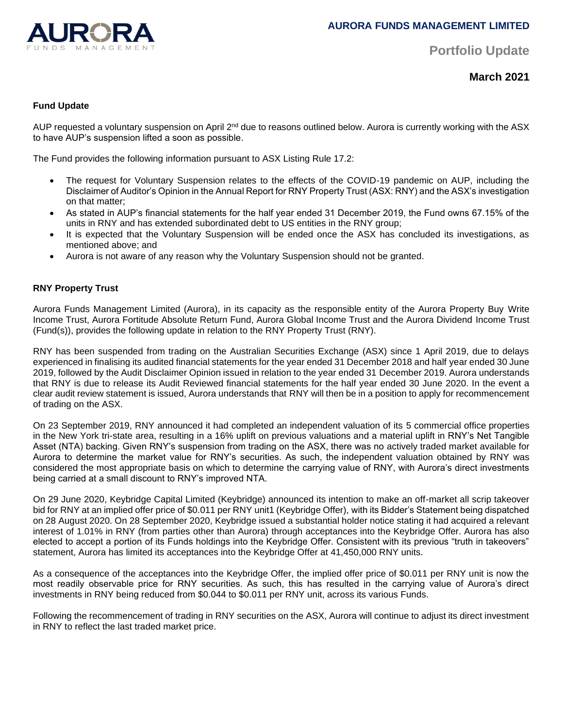# Portfolio Update

## March 2021

### Fund Update

AUP requested a voluntary suspension on April 2nd due to reasons outlined below. Aurora is currently working with the ASX to have AUP's suspension lifted a soon as possible.

The Fund provides the following information pursuant to ASX Listing Rule 17.2:

- The request for Voluntary Suspension relates to the effects of the COVID-19 pandemic on AUP, including the Disclaimer of Auditor's Opinion in the Annual Report for RNY Property Trust (ASX: RNY) and the ASX's investigation on that matter;
- As stated in AUP's financial statements for the half year ended 31 December 2019, the Fund owns 67.15% of the units in RNY and has extended subordinated debt to US entities in the RNY group;
- It is expected that the Voluntary Suspension will be ended once the ASX has concluded its investigations, as mentioned above; and
- Aurora is not aware of any reason why the Voluntary Suspension should not be granted.

### RNY Property Trust

Aurora Funds Management Limited (Aurora), in its capacity as the responsible entity of the Aurora Property Buy Write Income Trust, Aurora Fortitude Absolute Return Fund, Aurora Global Income Trust and the Aurora Dividend Income Trust (Fund(s)), provides the following update in relation to the RNY Property Trust (RNY).

RNY has been suspended from trading on the Australian Securities Exchange (ASX) since 1 April 2019, due to delays experienced in finalising its audited financial statements for the year ended 31 December 2018 and half year ended 30 June 2019, followed by the Audit Disclaimer Opinion issued in relation to the year ended 31 December 2019. Aurora understands that RNY is due to release its Audit Reviewed financial statements for the half year ended 30 June 2020. In the event a clear audit review statement is issued, Aurora understands that RNY will then be in a position to apply for recommencement of trading on the ASX.

On 23 September 2019, RNY announced it had completed an independent valuation of its 5 commercial office properties in the New York tri-state area, resulting in a 16% uplift on previous valuations and a material uplift in RNY's Net Tangible Asset (NTA) backing. Given RNY's suspension from trading on the ASX, there was no actively traded market available for Aurora to determine the market value for RNY's securities. As such, the independent valuation obtained by RNY was considered the most appropriate basis on which to determine the carrying value of RNY, with Aurora's direct investments being carried at a small discount to RNY's improved NTA.

On 29 June 2020, Keybridge Capital Limited (Keybridge) announced its intention to make an off-market all scrip takeover bid for RNY at an implied offer price of $0.011 per RNY unit1 (Keybridge Offer), with its Bidder's Statement being dispatched on 28 August 2020. On 28 September 2020, Keybridge issued a substantial holder notice stating it had acquired a relevant interest of 1.01% in RNY (from parties other than Aurora) through acceptances into the Keybridge Offer. Aurora has also elected to accept a portion of its Funds holdings into the Keybridge Offer. Consistent with its previous "truth in takeovers" statement, Aurora has limited its acceptances into the Keybridge Offer at 41,450,000 RNY units.

As a consequence of the acceptances into the Keybridge Offer, the implied offer price of $0.011 per RNY unit is now the most readily observable price for RNY securities. As such, this has resulted in the carrying value of Aurora's direct investments in RNY being reduced from $0.044 to $0.011 per RNY unit, across its various Funds.

Following the recommencement of trading in RNY securities on the ASX, Aurora will continue to adjust its direct investment in RNY to reflect the last traded market price.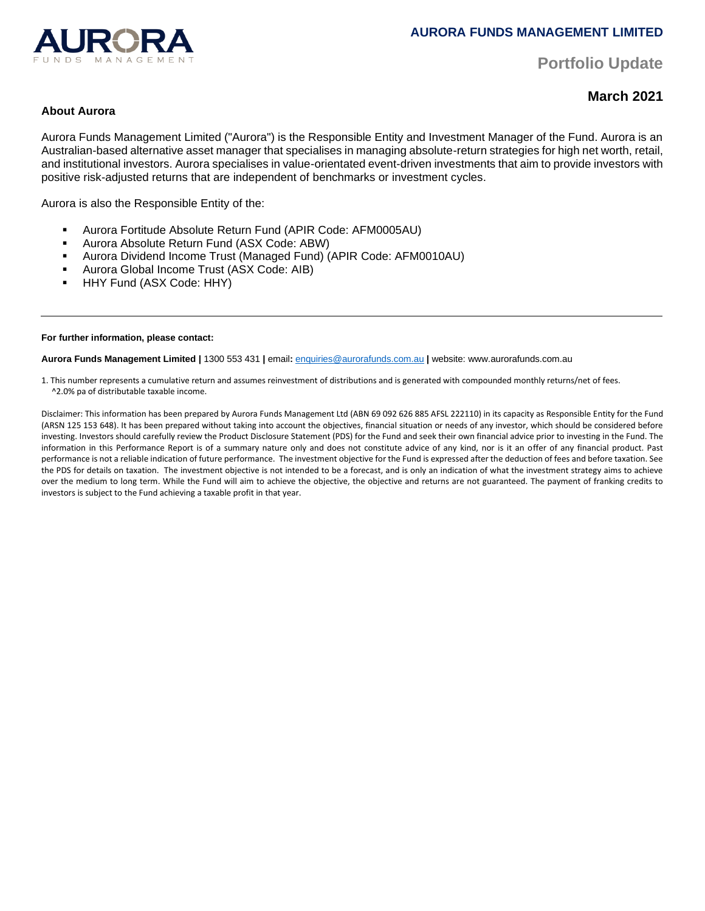**AURORA FUNDS MANAGEMENT LIMITED**

**Portfolio Update**

**March 2021**

## About Aurora

Aurora Funds Management Limited ("Aurora") is the Responsible Entity and Investment Manager of the Fund. Aurora is an Australian-based alternative asset manager that specialises in managing absolute-return strategies for high net worth, retail, and institutional investors. Aurora specialises in value-orientated event-driven investments that aim to provide investors with positive risk-adjusted returns that are independent of benchmarks or investment cycles.

Aurora is also the Responsible Entity of the:

- Aurora Fortitude Absolute Return Fund (APIR Code: AFM0005AU)
- Aurora Absolute Return Fund (ASX Code: ABW)
- Aurora Dividend Income Trust (Managed Fund) (APIR Code: AFM0010AU)
- Aurora Global Income Trust (ASX Code: AIB)
- HHY Fund (ASX Code: HHY)

---

**For further information, please contact:**

**Aurora Funds Management Limited |** 1300 553 431 **|** email**:** enquiries@aurorafunds.com.au **|** website: www.aurorafunds.com.au

1. This number represents a cumulative return and assumes reinvestment of distributions and is generated with compounded monthly returns/net of fees.
^2.0% pa of distributable taxable income.

Disclaimer: This information has been prepared by Aurora Funds Management Ltd (ABN 69 092 626 885 AFSL 222110) in its capacity as Responsible Entity for the Fund (ARSN 125 153 648). It has been prepared without taking into account the objectives, financial situation or needs of any investor, which should be considered before investing. Investors should carefully review the Product Disclosure Statement (PDS) for the Fund and seek their own financial advice prior to investing in the Fund. The information in this Performance Report is of a summary nature only and does not constitute advice of any kind, nor is it an offer of any financial product. Past performance is not a reliable indication of future performance. The investment objective for the Fund is expressed after the deduction of fees and before taxation. See the PDS for details on taxation. The investment objective is not intended to be a forecast, and is only an indication of what the investment strategy aims to achieve over the medium to long term. While the Fund will aim to achieve the objective, the objective and returns are not guaranteed. The payment of franking credits to investors is subject to the Fund achieving a taxable profit in that year.